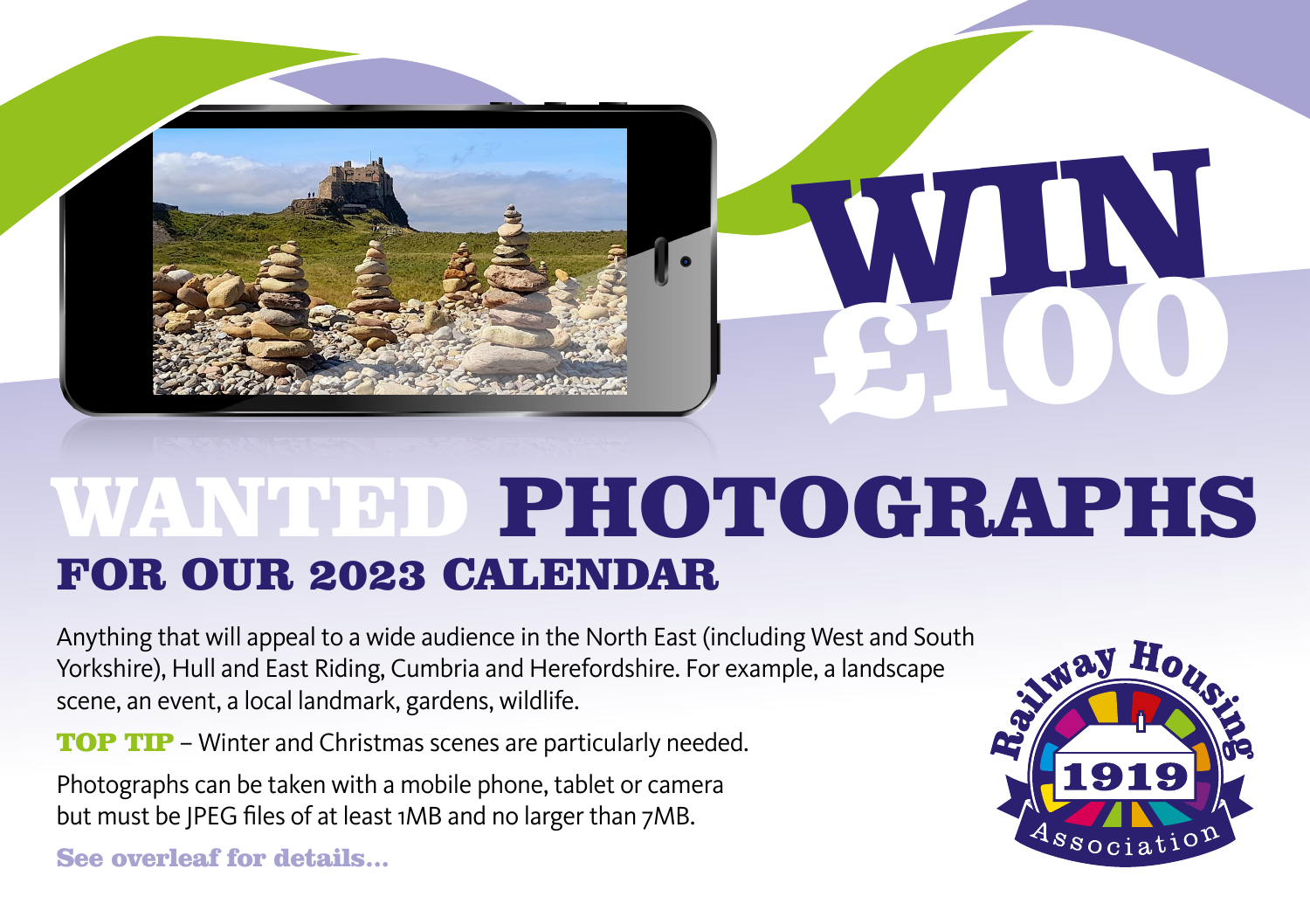# WIN £100

# WANTED PHOTOGRAPHS

## FOR OUR 2023 CALENDAR

Anything that will appeal to a wide audience in the North East (including West and South Yorkshire), Hull and East Riding, Cumbria and Herefordshire. For example, a landscape scene, an event, a local landmark, gardens, wildlife.

**TOP TIP** – Winter and Christmas scenes are particularly needed.

Photographs can be taken with a mobile phone, tablet or camera but must be JPEG files of at least 1MB and no larger than 7MB.

**See overleaf for details...**

Railway Housing 1919 Association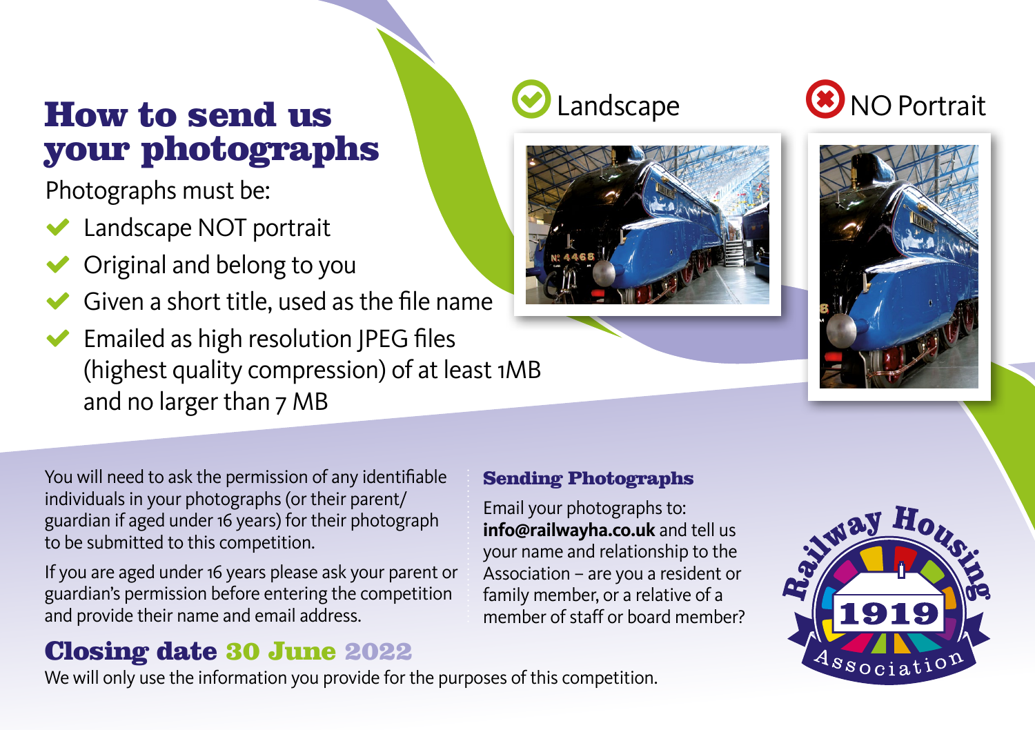# How to send us your photographs

Photographs must be:

- Landscape NOT portrait
- Original and belong to you
- Given a short title, used as the file name
- Emailed as high resolution JPEG files (highest quality compression) of at least 1MB and no larger than 7 MB

Landscape

NO Portrait

You will need to ask the permission of any identifiable individuals in your photographs (or their parent/guardian if aged under 16 years) for their photograph to be submitted to this competition.

If you are aged under 16 years please ask your parent or guardian's permission before entering the competition and provide their name and email address.

## Sending Photographs

Email your photographs to: **info@railwayha.co.uk** and tell us your name and relationship to the Association – are you a resident or family member, or a relative of a member of staff or board member?

## Closing date 30 June 2022

We will only use the information you provide for the purposes of this competition.

Railway Housing 1919 Association